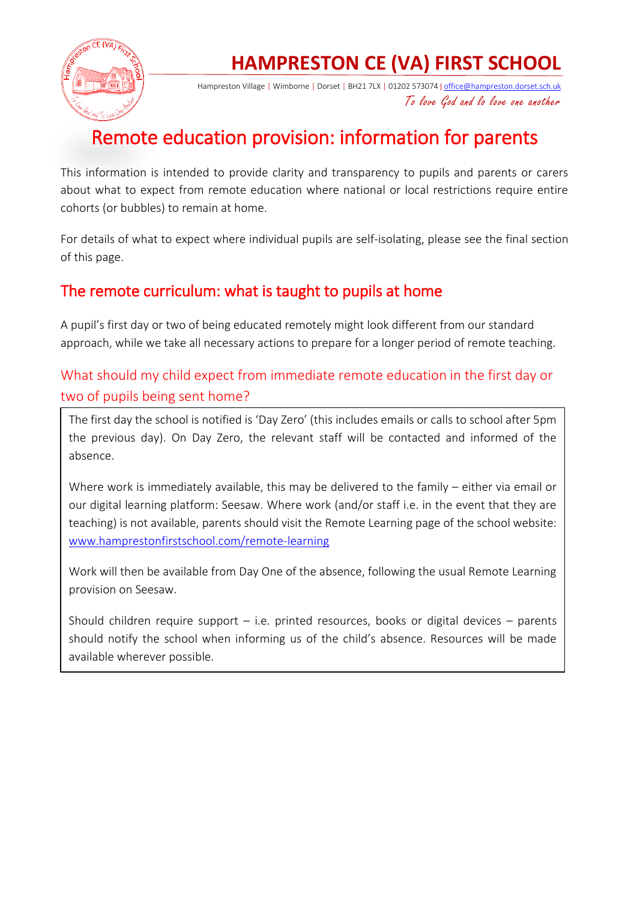# HAMPRESTON CE (VA) FIRST SCHOOL

Hampreston Village | Wimborne | Dorset | BH21 7LX | 01202 573074 | office@hampreston.dorset.sch.uk

*To love God and to love one another*

# Remote education provision: information for parents

This information is intended to provide clarity and transparency to pupils and parents or carers about what to expect from remote education where national or local restrictions require entire cohorts (or bubbles) to remain at home.

For details of what to expect where individual pupils are self-isolating, please see the final section of this page.

## The remote curriculum: what is taught to pupils at home

A pupil's first day or two of being educated remotely might look different from our standard approach, while we take all necessary actions to prepare for a longer period of remote teaching.

### What should my child expect from immediate remote education in the first day or two of pupils being sent home?

The first day the school is notified is 'Day Zero' (this includes emails or calls to school after 5pm the previous day). On Day Zero, the relevant staff will be contacted and informed of the absence.

Where work is immediately available, this may be delivered to the family – either via email or our digital learning platform: Seesaw. Where work (and/or staff i.e. in the event that they are teaching) is not available, parents should visit the Remote Learning page of the school website: www.hamprestonfirstschool.com/remote-learning

Work will then be available from Day One of the absence, following the usual Remote Learning provision on Seesaw.

Should children require support – i.e. printed resources, books or digital devices – parents should notify the school when informing us of the child's absence. Resources will be made available wherever possible.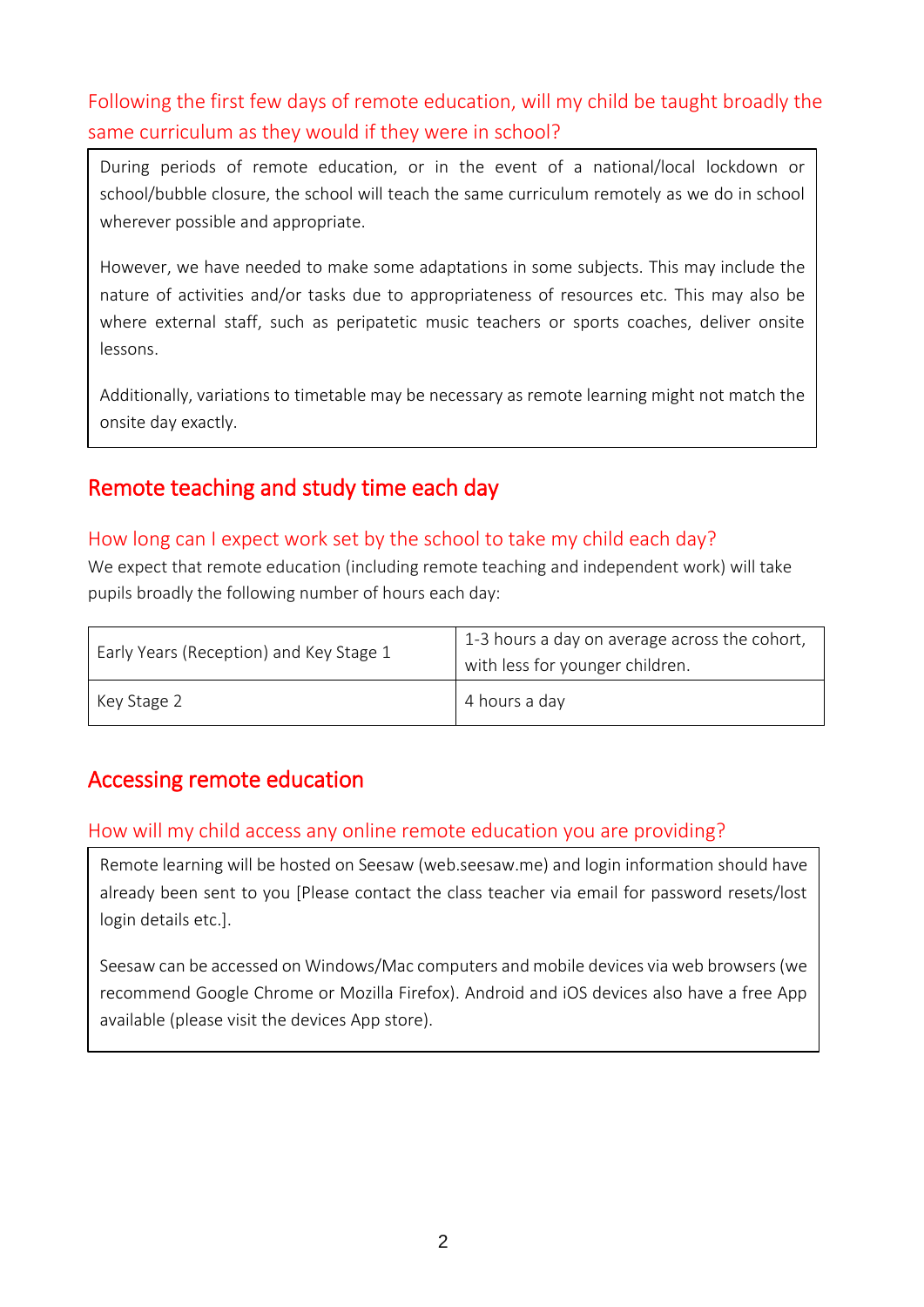### Following the first few days of remote education, will my child be taught broadly the same curriculum as they would if they were in school?

During periods of remote education, or in the event of a national/local lockdown or school/bubble closure, the school will teach the same curriculum remotely as we do in school wherever possible and appropriate.

However, we have needed to make some adaptations in some subjects. This may include the nature of activities and/or tasks due to appropriateness of resources etc. This may also be where external staff, such as peripatetic music teachers or sports coaches, deliver onsite lessons.

Additionally, variations to timetable may be necessary as remote learning might not match the onsite day exactly.

## Remote teaching and study time each day

### How long can I expect work set by the school to take my child each day?

We expect that remote education (including remote teaching and independent work) will take pupils broadly the following number of hours each day:

| Key Stage | Hours |
| --- | --- |
| Early Years (Reception) and Key Stage 1 | 1-3 hours a day on average across the cohort, with less for younger children. |
| Key Stage 2 | 4 hours a day |

## Accessing remote education

### How will my child access any online remote education you are providing?

Remote learning will be hosted on Seesaw (web.seesaw.me) and login information should have already been sent to you [Please contact the class teacher via email for password resets/lost login details etc.].

Seesaw can be accessed on Windows/Mac computers and mobile devices via web browsers (we recommend Google Chrome or Mozilla Firefox). Android and iOS devices also have a free App available (please visit the devices App store).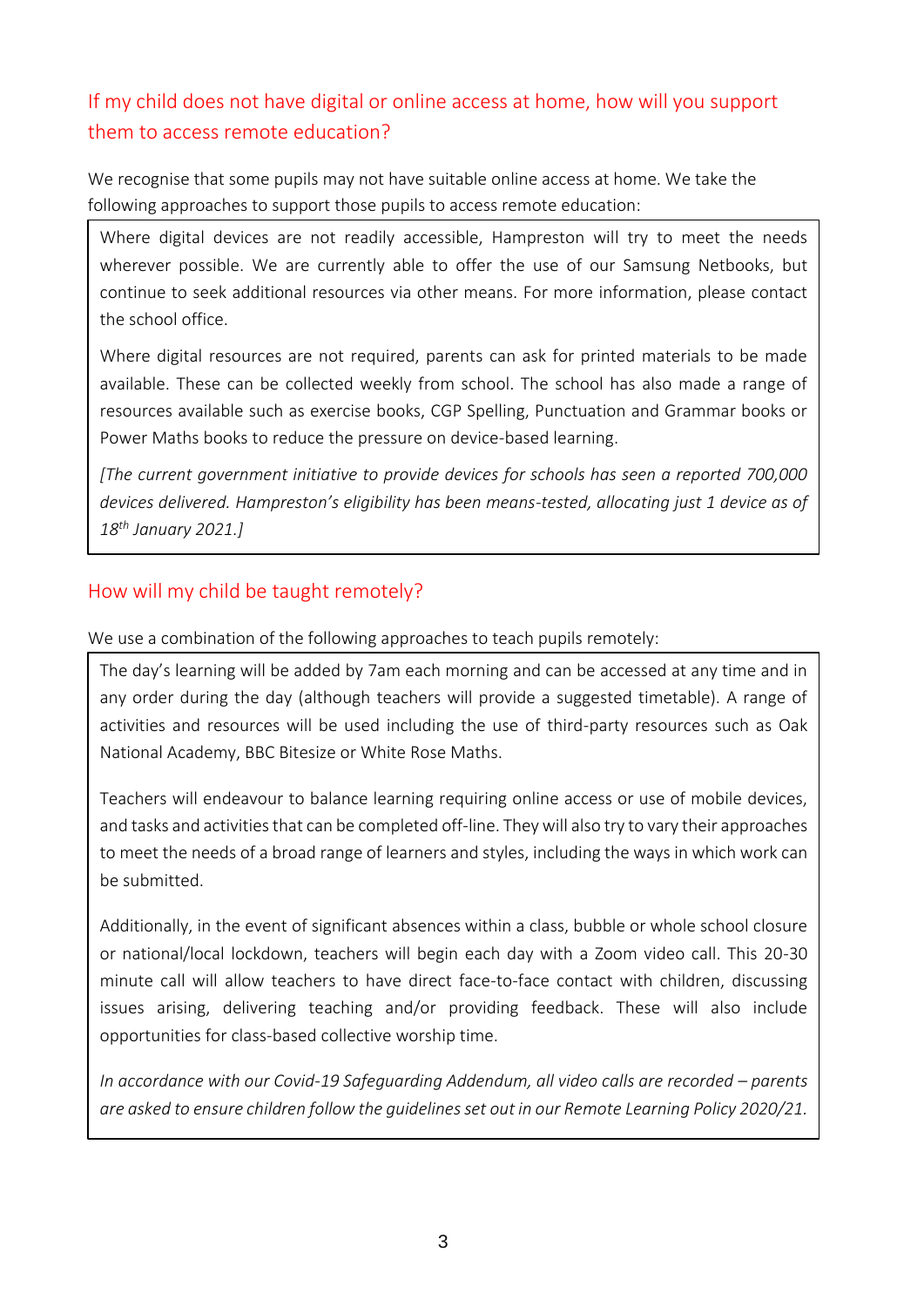## If my child does not have digital or online access at home, how will you support them to access remote education?

We recognise that some pupils may not have suitable online access at home. We take the following approaches to support those pupils to access remote education:

> Where digital devices are not readily accessible, Hampreston will try to meet the needs wherever possible. We are currently able to offer the use of our Samsung Netbooks, but continue to seek additional resources via other means. For more information, please contact the school office.
>
> Where digital resources are not required, parents can ask for printed materials to be made available. These can be collected weekly from school. The school has also made a range of resources available such as exercise books, CGP Spelling, Punctuation and Grammar books or Power Maths books to reduce the pressure on device-based learning.
>
> *[The current government initiative to provide devices for schools has seen a reported 700,000 devices delivered. Hampreston's eligibility has been means-tested, allocating just 1 device as of 18th January 2021.]*

## How will my child be taught remotely?

We use a combination of the following approaches to teach pupils remotely:

> The day's learning will be added by 7am each morning and can be accessed at any time and in any order during the day (although teachers will provide a suggested timetable). A range of activities and resources will be used including the use of third-party resources such as Oak National Academy, BBC Bitesize or White Rose Maths.
>
> Teachers will endeavour to balance learning requiring online access or use of mobile devices, and tasks and activities that can be completed off-line. They will also try to vary their approaches to meet the needs of a broad range of learners and styles, including the ways in which work can be submitted.
>
> Additionally, in the event of significant absences within a class, bubble or whole school closure or national/local lockdown, teachers will begin each day with a Zoom video call. This 20-30 minute call will allow teachers to have direct face-to-face contact with children, discussing issues arising, delivering teaching and/or providing feedback. These will also include opportunities for class-based collective worship time.
>
> *In accordance with our Covid-19 Safeguarding Addendum, all video calls are recorded – parents are asked to ensure children follow the guidelines set out in our Remote Learning Policy 2020/21.*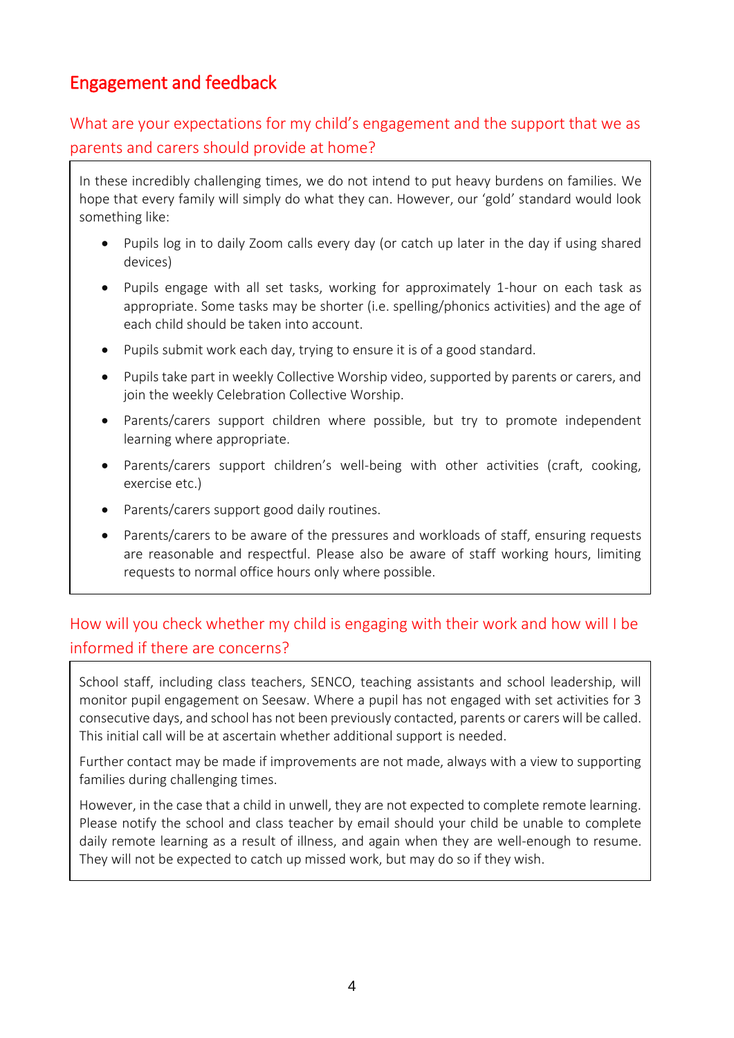## Engagement and feedback

### What are your expectations for my child's engagement and the support that we as parents and carers should provide at home?

In these incredibly challenging times, we do not intend to put heavy burdens on families. We hope that every family will simply do what they can. However, our 'gold' standard would look something like:

- Pupils log in to daily Zoom calls every day (or catch up later in the day if using shared devices)
- Pupils engage with all set tasks, working for approximately 1-hour on each task as appropriate. Some tasks may be shorter (i.e. spelling/phonics activities) and the age of each child should be taken into account.
- Pupils submit work each day, trying to ensure it is of a good standard.
- Pupils take part in weekly Collective Worship video, supported by parents or carers, and join the weekly Celebration Collective Worship.
- Parents/carers support children where possible, but try to promote independent learning where appropriate.
- Parents/carers support children's well-being with other activities (craft, cooking, exercise etc.)
- Parents/carers support good daily routines.
- Parents/carers to be aware of the pressures and workloads of staff, ensuring requests are reasonable and respectful. Please also be aware of staff working hours, limiting requests to normal office hours only where possible.

### How will you check whether my child is engaging with their work and how will I be informed if there are concerns?

School staff, including class teachers, SENCO, teaching assistants and school leadership, will monitor pupil engagement on Seesaw. Where a pupil has not engaged with set activities for 3 consecutive days, and school has not been previously contacted, parents or carers will be called. This initial call will be at ascertain whether additional support is needed.

Further contact may be made if improvements are not made, always with a view to supporting families during challenging times.

However, in the case that a child in unwell, they are not expected to complete remote learning. Please notify the school and class teacher by email should your child be unable to complete daily remote learning as a result of illness, and again when they are well-enough to resume. They will not be expected to catch up missed work, but may do so if they wish.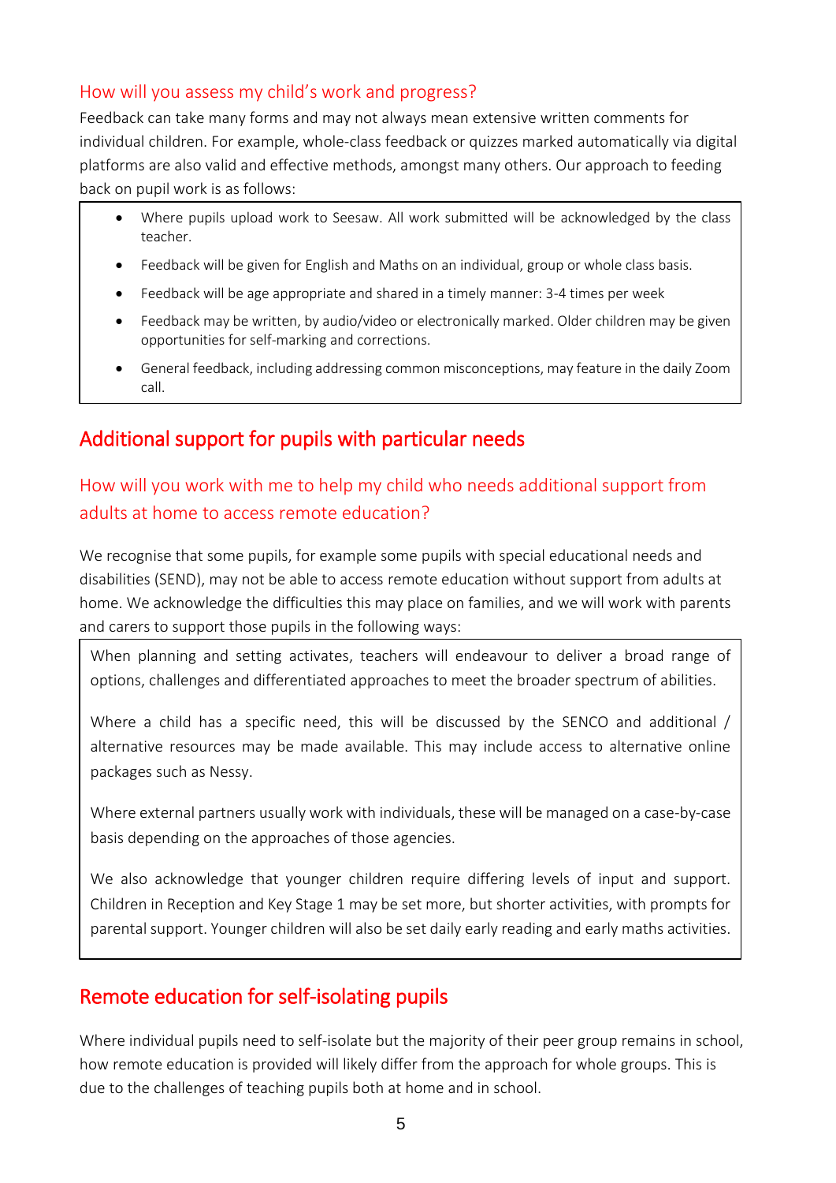### How will you assess my child's work and progress?

Feedback can take many forms and may not always mean extensive written comments for individual children. For example, whole-class feedback or quizzes marked automatically via digital platforms are also valid and effective methods, amongst many others. Our approach to feeding back on pupil work is as follows:

- Where pupils upload work to Seesaw. All work submitted will be acknowledged by the class teacher.
- Feedback will be given for English and Maths on an individual, group or whole class basis.
- Feedback will be age appropriate and shared in a timely manner: 3-4 times per week
- Feedback may be written, by audio/video or electronically marked. Older children may be given opportunities for self-marking and corrections.
- General feedback, including addressing common misconceptions, may feature in the daily Zoom call.

## Additional support for pupils with particular needs

### How will you work with me to help my child who needs additional support from adults at home to access remote education?

We recognise that some pupils, for example some pupils with special educational needs and disabilities (SEND), may not be able to access remote education without support from adults at home. We acknowledge the difficulties this may place on families, and we will work with parents and carers to support those pupils in the following ways:

When planning and setting activates, teachers will endeavour to deliver a broad range of options, challenges and differentiated approaches to meet the broader spectrum of abilities.

Where a child has a specific need, this will be discussed by the SENCO and additional / alternative resources may be made available. This may include access to alternative online packages such as Nessy.

Where external partners usually work with individuals, these will be managed on a case-by-case basis depending on the approaches of those agencies.

We also acknowledge that younger children require differing levels of input and support. Children in Reception and Key Stage 1 may be set more, but shorter activities, with prompts for parental support. Younger children will also be set daily early reading and early maths activities.

## Remote education for self-isolating pupils

Where individual pupils need to self-isolate but the majority of their peer group remains in school, how remote education is provided will likely differ from the approach for whole groups. This is due to the challenges of teaching pupils both at home and in school.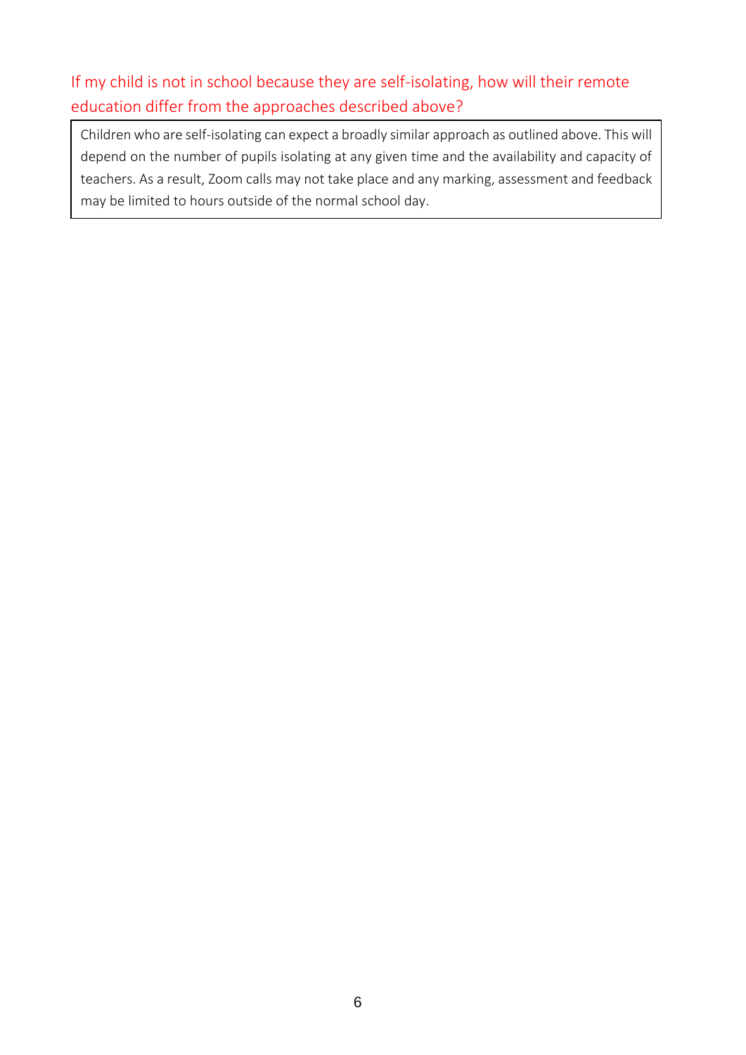## If my child is not in school because they are self-isolating, how will their remote education differ from the approaches described above?

Children who are self-isolating can expect a broadly similar approach as outlined above. This will depend on the number of pupils isolating at any given time and the availability and capacity of teachers. As a result, Zoom calls may not take place and any marking, assessment and feedback may be limited to hours outside of the normal school day.